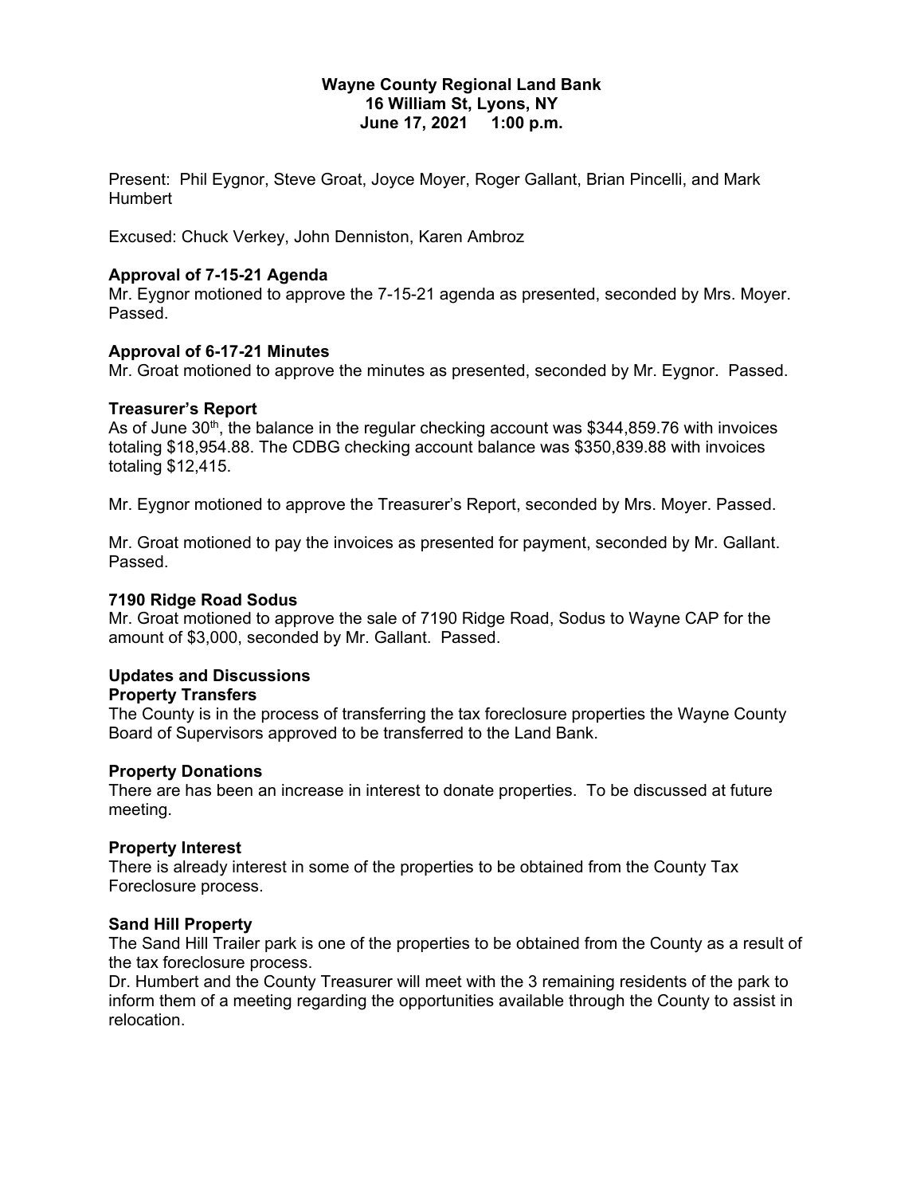**Wayne County Regional Land Bank**
**16 William St, Lyons, NY**
**June 17, 2021 1:00 p.m.**

Present: Phil Eygnor, Steve Groat, Joyce Moyer, Roger Gallant, Brian Pincelli, and Mark Humbert

Excused: Chuck Verkey, John Denniston, Karen Ambroz

### Approval of 7-15-21 Agenda

Mr. Eygnor motioned to approve the 7-15-21 agenda as presented, seconded by Mrs. Moyer. Passed.

### Approval of 6-17-21 Minutes

Mr. Groat motioned to approve the minutes as presented, seconded by Mr. Eygnor. Passed.

### Treasurer's Report

As of June 30th, the balance in the regular checking account was $344,859.76 with invoices totaling $18,954.88. The CDBG checking account balance was $350,839.88 with invoices totaling $12,415.

Mr. Eygnor motioned to approve the Treasurer's Report, seconded by Mrs. Moyer. Passed.

Mr. Groat motioned to pay the invoices as presented for payment, seconded by Mr. Gallant. Passed.

### 7190 Ridge Road Sodus

Mr. Groat motioned to approve the sale of 7190 Ridge Road, Sodus to Wayne CAP for the amount of $3,000, seconded by Mr. Gallant. Passed.

### Updates and Discussions

#### Property Transfers

The County is in the process of transferring the tax foreclosure properties the Wayne County Board of Supervisors approved to be transferred to the Land Bank.

#### Property Donations

There are has been an increase in interest to donate properties. To be discussed at future meeting.

#### Property Interest

There is already interest in some of the properties to be obtained from the County Tax Foreclosure process.

#### Sand Hill Property

The Sand Hill Trailer park is one of the properties to be obtained from the County as a result of the tax foreclosure process.

Dr. Humbert and the County Treasurer will meet with the 3 remaining residents of the park to inform them of a meeting regarding the opportunities available through the County to assist in relocation.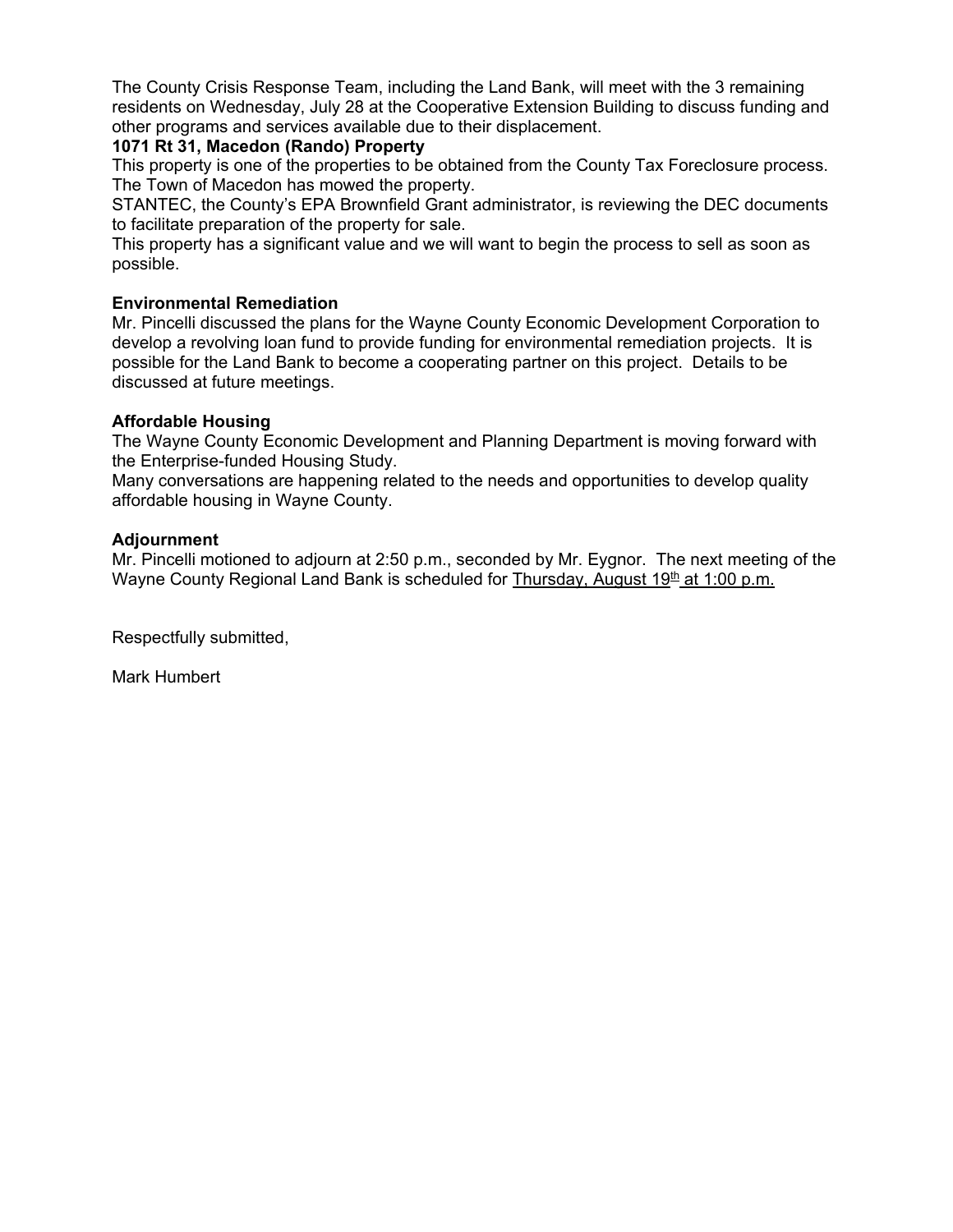The County Crisis Response Team, including the Land Bank, will meet with the 3 remaining residents on Wednesday, July 28 at the Cooperative Extension Building to discuss funding and other programs and services available due to their displacement.

**1071 Rt 31, Macedon (Rando) Property**

This property is one of the properties to be obtained from the County Tax Foreclosure process. The Town of Macedon has mowed the property.

STANTEC, the County's EPA Brownfield Grant administrator, is reviewing the DEC documents to facilitate preparation of the property for sale.

This property has a significant value and we will want to begin the process to sell as soon as possible.

**Environmental Remediation**

Mr. Pincelli discussed the plans for the Wayne County Economic Development Corporation to develop a revolving loan fund to provide funding for environmental remediation projects. It is possible for the Land Bank to become a cooperating partner on this project. Details to be discussed at future meetings.

**Affordable Housing**

The Wayne County Economic Development and Planning Department is moving forward with the Enterprise-funded Housing Study.

Many conversations are happening related to the needs and opportunities to develop quality affordable housing in Wayne County.

**Adjournment**

Mr. Pincelli motioned to adjourn at 2:50 p.m., seconded by Mr. Eygnor. The next meeting of the Wayne County Regional Land Bank is scheduled for Thursday, August 19th at 1:00 p.m.

Respectfully submitted,

Mark Humbert